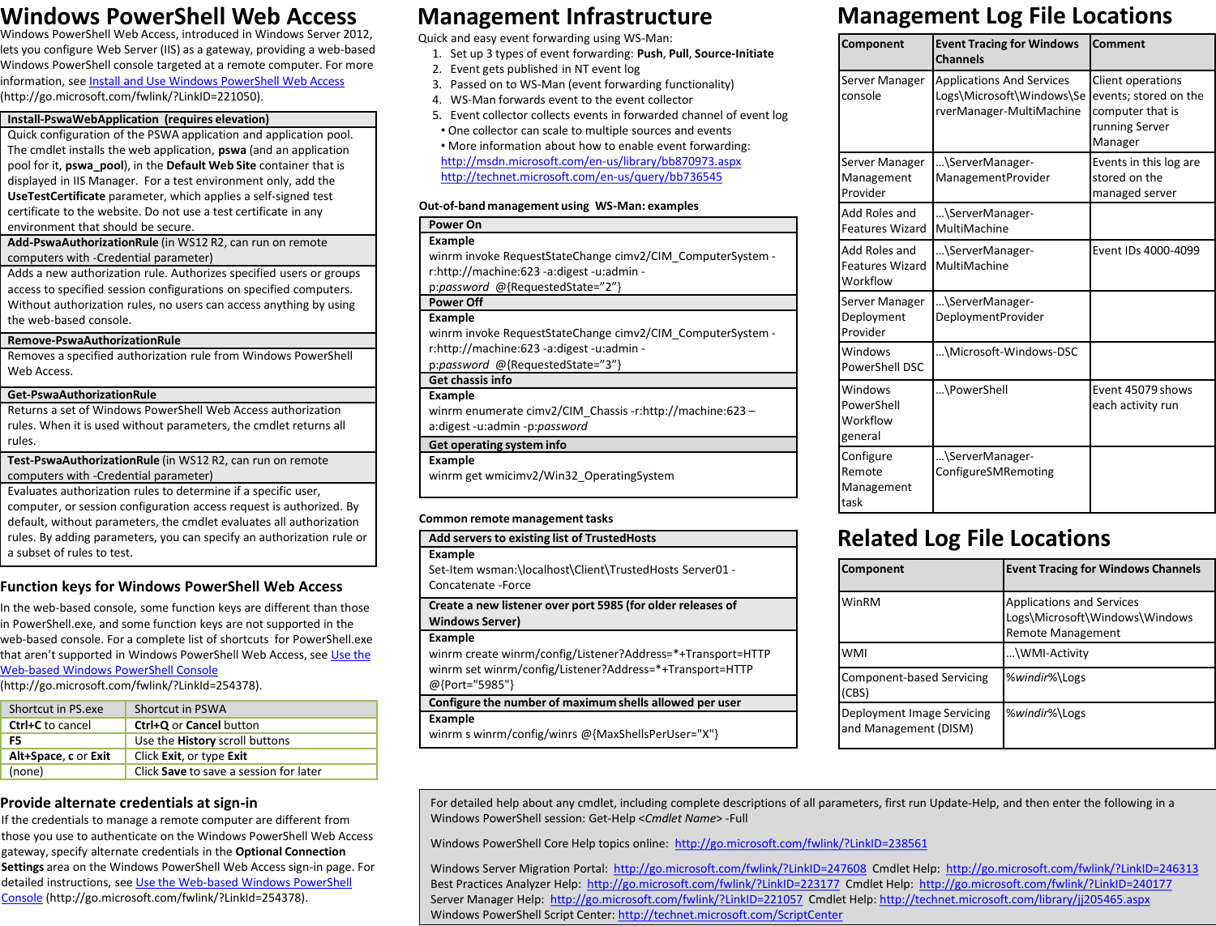# Windows PowerShell Web Access

Windows PowerShell Web Access, introduced in Windows Server 2012, lets you configure Web Server (IIS) as a gateway, providing a web-based Windows PowerShell console targeted at a remote computer. For more information, see Install and Use Windows PowerShell Web Access (http://go.microsoft.com/fwlink/?LinkID=221050).

| **Install-PswaWebApplication (requires elevation)** |
|---|
| Quick configuration of the PSWA application and application pool. The cmdlet installs the web application, **pswa** (and an application pool for it, **pswa_pool**), in the **Default Web Site** container that is displayed in IIS Manager. For a test environment only, add the **UseTestCertificate** parameter, which applies a self-signed test certificate to the website. Do not use a test certificate in any environment that should be secure. |
| **Add-PswaAuthorizationRule** (in WS12 R2, can run on remote computers with -Credential parameter) |
| Adds a new authorization rule. Authorizes specified users or groups access to specified session configurations on specified computers. Without authorization rules, no users can access anything by using the web-based console. |
| **Remove-PswaAuthorizationRule** |
| Removes a specified authorization rule from Windows PowerShell Web Access. |
| **Get-PswaAuthorizationRule** |
| Returns a set of Windows PowerShell Web Access authorization rules. When it is used without parameters, the cmdlet returns all rules. |
| **Test-PswaAuthorizationRule** (in WS12 R2, can run on remote computers with -Credential parameter) |
| Evaluates authorization rules to determine if a specific user, computer, or session configuration access request is authorized. By default, without parameters, the cmdlet evaluates all authorization rules. By adding parameters, you can specify an authorization rule or a subset of rules to test. |

## Function keys for Windows PowerShell Web Access

In the web-based console, some function keys are different than those in PowerShell.exe, and some function keys are not supported in the web-based console. For a complete list of shortcuts for PowerShell.exe that aren't supported in Windows PowerShell Web Access, see Use the Web-based Windows PowerShell Console (http://go.microsoft.com/fwlink/?LinkId=254378).

| Shortcut in PS.exe | Shortcut in PSWA |
|---|---|
| **Ctrl+C** to cancel | **Ctrl+Q** or **Cancel** button |
| **F5** | Use the **History** scroll buttons |
| **Alt+Space**, **c** or **Exit** | Click **Exit**, or type **Exit** |
| (none) | Click **Save** to save a session for later |

## Provide alternate credentials at sign-in

If the credentials to manage a remote computer are different from those you use to authenticate on the Windows PowerShell Web Access gateway, specify alternate credentials in the **Optional Connection Settings** area on the Windows PowerShell Web Access sign-in page. For detailed instructions, see Use the Web-based Windows PowerShell Console (http://go.microsoft.com/fwlink/?LinkId=254378).

# Management Infrastructure

Quick and easy event forwarding using WS-Man:

1. Set up 3 types of event forwarding: **Push**, **Pull**, **Source-Initiate**
2. Event gets published in NT event log
3. Passed on to WS-Man (event forwarding functionality)
4. WS-Man forwards event to the event collector
5. Event collector collects events in forwarded channel of event log

- One collector can scale to multiple sources and events
- More information about how to enable event forwarding:
  http://msdn.microsoft.com/en-us/library/bb870973.aspx
  http://technet.microsoft.com/en-us/query/bb736545

**Out-of-band management using WS-Man: examples**

| **Power On** |
|---|
| **Example**<br>winrm invoke RequestStateChange cimv2/CIM_ComputerSystem -r:http://machine:623 -a:digest -u:admin -p:*password* @{RequestedState="2"} |
| **Power Off** |
| **Example**<br>winrm invoke RequestStateChange cimv2/CIM_ComputerSystem -r:http://machine:623 -a:digest -u:admin -p:*password* @{RequestedState="3"} |
| **Get chassis info** |
| **Example**<br>winrm enumerate cimv2/CIM_Chassis -r:http://machine:623 –a:digest -u:admin -p:*password* |
| **Get operating system info** |
| **Example**<br>winrm get wmicimv2/Win32_OperatingSystem |

**Common remote management tasks**

| **Add servers to existing list of TrustedHosts** |
|---|
| **Example**<br>Set-Item wsman:\localhost\Client\TrustedHosts Server01 -Concatenate -Force |
| **Create a new listener over port 5985 (for older releases of Windows Server)** |
| **Example**<br>winrm create winrm/config/Listener?Address=*+Transport=HTTP<br>winrm set winrm/config/Listener?Address=*+Transport=HTTP @{Port="5985"} |
| **Configure the number of maximum shells allowed per user** |
| **Example**<br>winrm s winrm/config/winrs @{MaxShellsPerUser="X"} |

# Management Log File Locations

| Component | Event Tracing for Windows Channels | Comment |
|---|---|---|
| Server Manager console | Applications And Services Logs\Microsoft\Windows\ServerManager-MultiMachine | Client operations events; stored on the computer that is running Server Manager |
| Server Manager Management Provider | …\ServerManager-ManagementProvider | Events in this log are stored on the managed server |
| Add Roles and Features Wizard | …\ServerManager-MultiMachine | |
| Add Roles and Features Wizard Workflow | …\ServerManager-MultiMachine | Event IDs 4000-4099 |
| Server Manager Deployment Provider | …\ServerManager-DeploymentProvider | |
| Windows PowerShell DSC | …\Microsoft-Windows-DSC | |
| Windows PowerShell Workflow general | …\PowerShell | Event 45079 shows each activity run |
| Configure Remote Management task | …\ServerManager-ConfigureSMRemoting | |

# Related Log File Locations

| Component | Event Tracing for Windows Channels |
|---|---|
| WinRM | Applications and Services Logs\Microsoft\Windows\Windows Remote Management |
| WMI | …\WMI-Activity |
| Component-based Servicing (CBS) | *%windir%*\Logs |
| Deployment Image Servicing and Management (DISM) | *%windir%*\Logs |

For detailed help about any cmdlet, including complete descriptions of all parameters, first run Update-Help, and then enter the following in a Windows PowerShell session: Get-Help <*Cmdlet Name*> -Full

Windows PowerShell Core Help topics online: http://go.microsoft.com/fwlink/?LinkID=238561

Windows Server Migration Portal: http://go.microsoft.com/fwlink/?LinkID=247608 Cmdlet Help: http://go.microsoft.com/fwlink/?LinkID=246313
Best Practices Analyzer Help: http://go.microsoft.com/fwlink/?LinkID=223177 Cmdlet Help: http://go.microsoft.com/fwlink/?LinkID=240177
Server Manager Help: http://go.microsoft.com/fwlink/?LinkID=221057 Cmdlet Help: http://technet.microsoft.com/library/jj205465.aspx
Windows PowerShell Script Center: http://technet.microsoft.com/ScriptCenter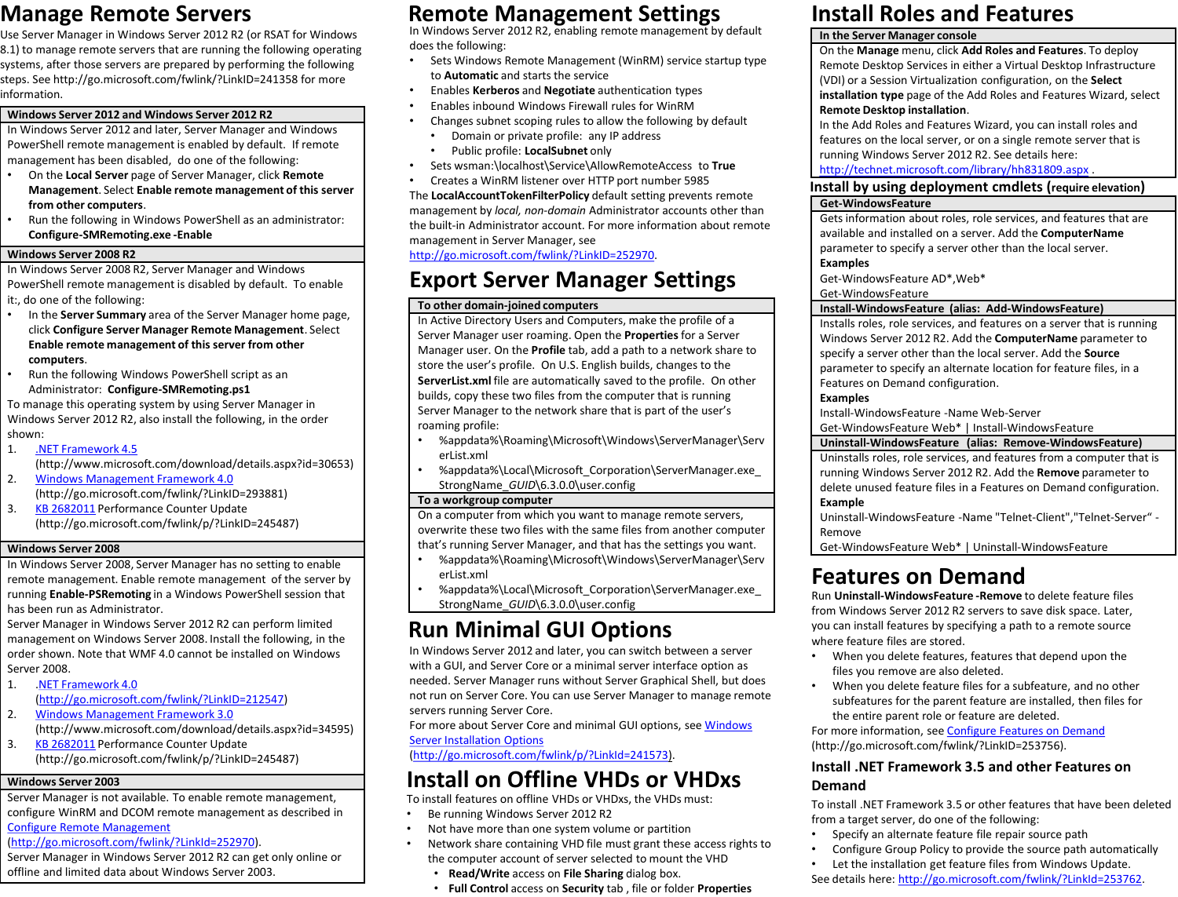# Manage Remote Servers

Use Server Manager in Windows Server 2012 R2 (or RSAT for Windows 8.1) to manage remote servers that are running the following operating systems, after those servers are prepared by performing the following steps. See http://go.microsoft.com/fwlink/?LinkID=241358 for more information.

## Windows Server 2012 and Windows Server 2012 R2

In Windows Server 2012 and later, Server Manager and Windows PowerShell remote management is enabled by default. If remote management has been disabled, do one of the following:

- On the **Local Server** page of Server Manager, click **Remote Management**. Select **Enable remote management of this server from other computers**.
- Run the following in Windows PowerShell as an administrator: **Configure-SMRemoting.exe -Enable**

## Windows Server 2008 R2

In Windows Server 2008 R2, Server Manager and Windows PowerShell remote management is disabled by default. To enable it:, do one of the following:

- In the **Server Summary** area of the Server Manager home page, click **Configure Server Manager Remote Management**. Select **Enable remote management of this server from other computers.**
- Run the following Windows PowerShell script as an Administrator: **Configure-SMRemoting.ps1**

To manage this operating system by using Server Manager in Windows Server 2012 R2, also install the following, in the order shown:

1. .NET Framework 4.5 (http://www.microsoft.com/download/details.aspx?id=30653)
2. Windows Management Framework 4.0 (http://go.microsoft.com/fwlink/?LinkID=293881)
3. KB 2682011 Performance Counter Update (http://go.microsoft.com/fwlink/p/?LinkID=245487)

## Windows Server 2008

In Windows Server 2008, Server Manager has no setting to enable remote management. Enable remote management of the server by running **Enable-PSRemoting** in a Windows PowerShell session that has been run as Administrator.

Server Manager in Windows Server 2012 R2 can perform limited management on Windows Server 2008. Install the following, in the order shown. Note that WMF 4.0 cannot be installed on Windows Server 2008.

1. .NET Framework 4.0 (http://go.microsoft.com/fwlink/?LinkID=212547)
2. Windows Management Framework 3.0 (http://www.microsoft.com/download/details.aspx?id=34595)
3. KB 2682011 Performance Counter Update (http://go.microsoft.com/fwlink/p/?LinkID=245487)

## Windows Server 2003

Server Manager is not available. To enable remote management, configure WinRM and DCOM remote management as described in Configure Remote Management (http://go.microsoft.com/fwlink/?LinkId=252970).

Server Manager in Windows Server 2012 R2 can get only online or offline and limited data about Windows Server 2003.

# Remote Management Settings

In Windows Server 2012 R2, enabling remote management by default does the following:

- Sets Windows Remote Management (WinRM) service startup type to **Automatic** and starts the service
- Enables **Kerberos** and **Negotiate** authentication types
- Enables inbound Windows Firewall rules for WinRM
- Changes subnet scoping rules to allow the following by default
  - Domain or private profile: any IP address
  - Public profile: **LocalSubnet** only
- Sets wsman:\localhost\Service\AllowRemoteAccess to **True**
- Creates a WinRM listener over HTTP port number 5985

The **LocalAccountTokenFilterPolicy** default setting prevents remote management by *local, non-domain* Administrator accounts other than the built-in Administrator account. For more information about remote management in Server Manager, see http://go.microsoft.com/fwlink/?LinkID=252970.

# Export Server Manager Settings

## To other domain-joined computers

In Active Directory Users and Computers, make the profile of a Server Manager user roaming. Open the **Properties** for a Server Manager user. On the **Profile** tab, add a path to a network share to store the user's profile. On U.S. English builds, changes to the **ServerList.xml** file are automatically saved to the profile. On other builds, copy these two files from the computer that is running Server Manager to the network share that is part of the user's roaming profile:

- %appdata%\Roaming\Microsoft\Windows\ServerManager\ServerList.xml
- %appdata%\Local\Microsoft_Corporation\ServerManager.exe_StrongName_*GUID*\6.3.0.0\user.config

## To a workgroup computer

On a computer from which you want to manage remote servers, overwrite these two files with the same files from another computer that's running Server Manager, and that has the settings you want.

- %appdata%\Roaming\Microsoft\Windows\ServerManager\ServerList.xml
- %appdata%\Local\Microsoft_Corporation\ServerManager.exe_StrongName_*GUID*\6.3.0.0\user.config

# Run Minimal GUI Options

In Windows Server 2012 and later, you can switch between a server with a GUI, and Server Core or a minimal server interface option as needed. Server Manager runs without Server Graphical Shell, but does not run on Server Core. You can use Server Manager to manage remote servers running Server Core.

For more about Server Core and minimal GUI options, see Windows Server Installation Options (http://go.microsoft.com/fwlink/p/?LinkId=241573).

# Install on Offline VHDs or VHDxs

To install features on offline VHDs or VHDxs, the VHDs must:

- Be running Windows Server 2012 R2
- Not have more than one system volume or partition
- Network share containing VHD file must grant these access rights to the computer account of server selected to mount the VHD
  - **Read/Write** access on **File Sharing** dialog box.
  - **Full Control** access on **Security** tab , file or folder **Properties**

# Install Roles and Features

## In the Server Manager console

On the **Manage** menu, click **Add Roles and Features**. To deploy Remote Desktop Services in either a Virtual Desktop Infrastructure (VDI) or a Session Virtualization configuration, on the **Select installation type** page of the Add Roles and Features Wizard, select **Remote Desktop installation**.

In the Add Roles and Features Wizard, you can install roles and features on the local server, or on a single remote server that is running Windows Server 2012 R2. See details here: http://technet.microsoft.com/library/hh831809.aspx .

## Install by using deployment cmdlets (require elevation)

### Get-WindowsFeature

Gets information about roles, role services, and features that are available and installed on a server. Add the **ComputerName** parameter to specify a server other than the local server.

**Examples**

Get-WindowsFeature AD*,Web*

Get-WindowsFeature

### Install-WindowsFeature (alias: Add-WindowsFeature)

Installs roles, role services, and features on a server that is running Windows Server 2012 R2. Add the **ComputerName** parameter to specify a server other than the local server. Add the **Source** parameter to specify an alternate location for feature files, in a Features on Demand configuration.

**Examples**

Install-WindowsFeature -Name Web-Server

Get-WindowsFeature Web* | Install-WindowsFeature

### Uninstall-WindowsFeature (alias: Remove-WindowsFeature)

Uninstalls roles, role services, and features from a computer that is running Windows Server 2012 R2. Add the **Remove** parameter to delete unused feature files in a Features on Demand configuration.

**Example**

Uninstall-WindowsFeature -Name "Telnet-Client","Telnet-Server" -Remove

Get-WindowsFeature Web* | Uninstall-WindowsFeature

# Features on Demand

Run **Uninstall-WindowsFeature -Remove** to delete feature files from Windows Server 2012 R2 servers to save disk space. Later, you can install features by specifying a path to a remote source where feature files are stored.

- When you delete features, features that depend upon the files you remove are also deleted.
- When you delete feature files for a subfeature, and no other subfeatures for the parent feature are installed, then files for the entire parent role or feature are deleted.

For more information, see Configure Features on Demand (http://go.microsoft.com/fwlink/?LinkID=253756).

## Install .NET Framework 3.5 and other Features on Demand

To install .NET Framework 3.5 or other features that have been deleted from a target server, do one of the following:

- Specify an alternate feature file repair source path
- Configure Group Policy to provide the source path automatically
- Let the installation get feature files from Windows Update.

See details here: http://go.microsoft.com/fwlink/?LinkId=253762.